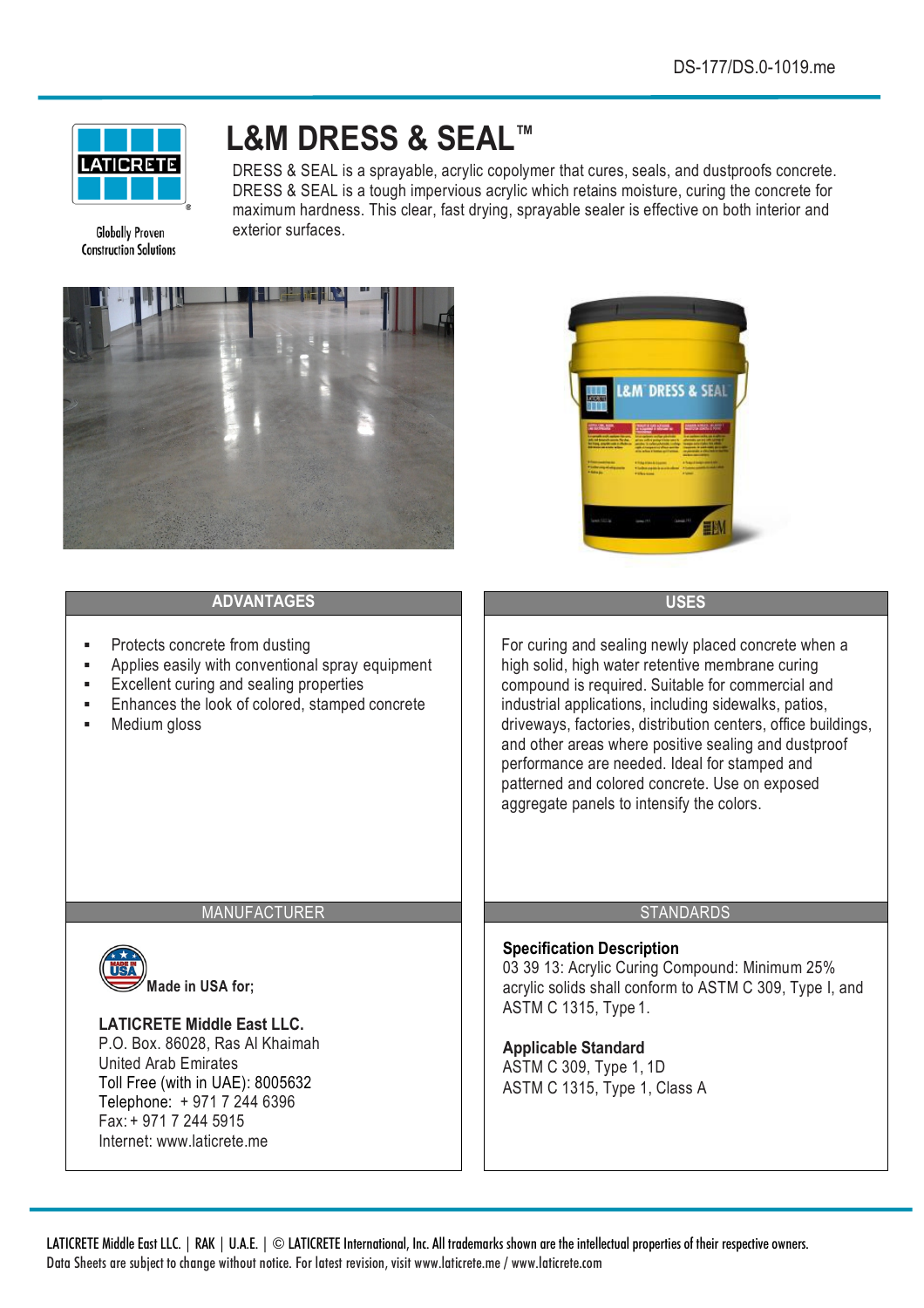DS-177/DS.0-1019.me

LATICRETE

Globally Proven Construction Solutions

# L&M DRESS & SEAL™

DRESS & SEAL is a sprayable, acrylic copolymer that cures, seals, and dustproofs concrete. DRESS & SEAL is a tough impervious acrylic which retains moisture, curing the concrete for maximum hardness. This clear, fast drying, sprayable sealer is effective on both interior and exterior surfaces.

## ADVANTAGES

- Protects concrete from dusting
- Applies easily with conventional spray equipment
- Excellent curing and sealing properties
- Enhances the look of colored, stamped concrete
- Medium gloss

## USES

For curing and sealing newly placed concrete when a high solid, high water retentive membrane curing compound is required. Suitable for commercial and industrial applications, including sidewalks, patios, driveways, factories, distribution centers, office buildings, and other areas where positive sealing and dustproof performance are needed. Ideal for stamped and patterned and colored concrete. Use on exposed aggregate panels to intensify the colors.

## MANUFACTURER

Made in USA for;

**LATICRETE Middle East LLC.**
P.O. Box. 86028, Ras Al Khaimah
United Arab Emirates
Toll Free (with in UAE): 8005632
Telephone: + 971 7 244 6396
Fax: + 971 7 244 5915
Internet: www.laticrete.me

## STANDARDS

**Specification Description**
03 39 13: Acrylic Curing Compound: Minimum 25% acrylic solids shall conform to ASTM C 309, Type I, and ASTM C 1315, Type 1.

**Applicable Standard**
ASTM C 309, Type 1, 1D
ASTM C 1315, Type 1, Class A

LATICRETE Middle East LLC. | RAK | U.A.E. | © LATICRETE International, Inc. All trademarks shown are the intellectual properties of their respective owners.
Data Sheets are subject to change without notice. For latest revision, visit www.laticrete.me / www.laticrete.com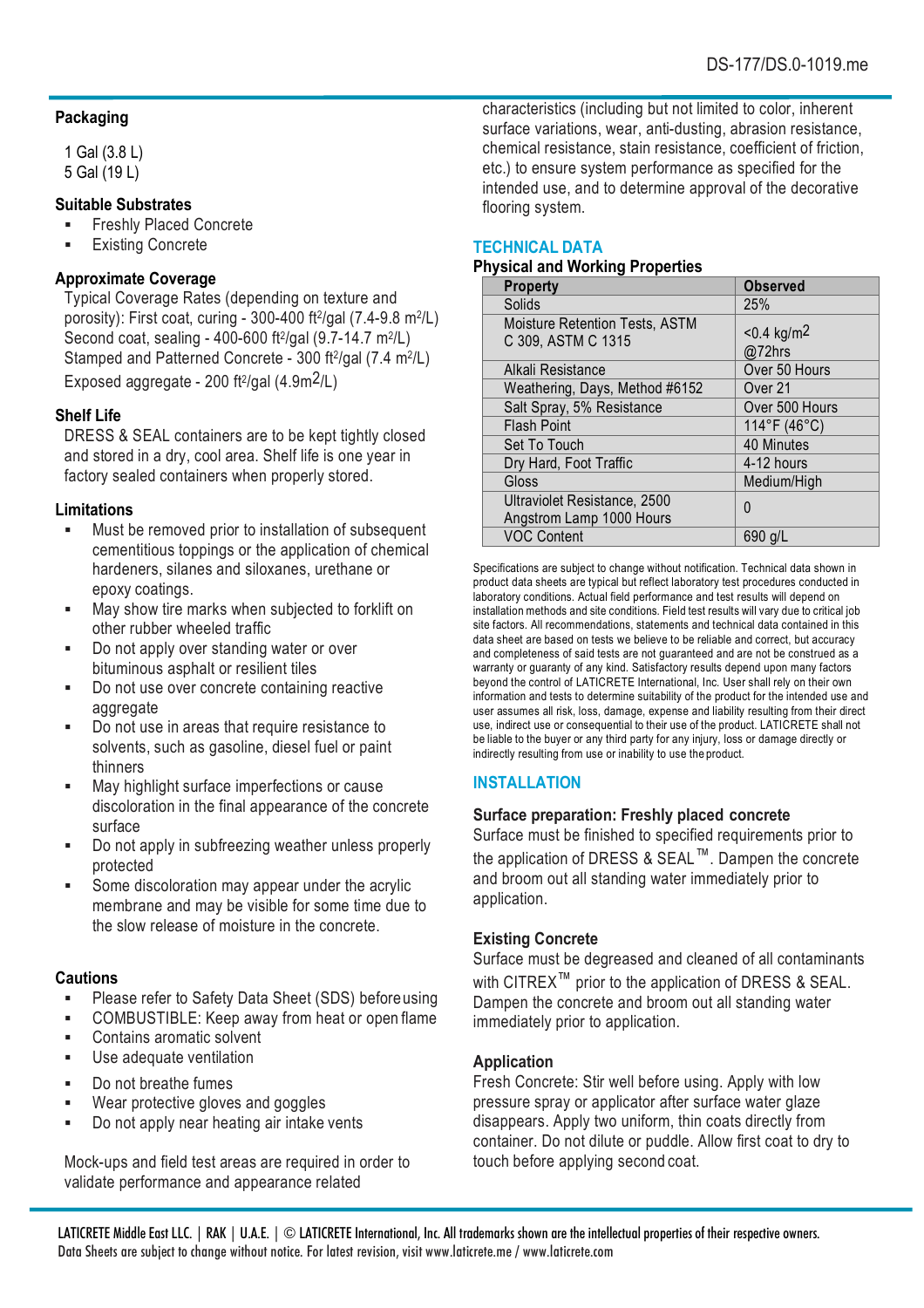### Packaging

1 Gal (3.8 L)
5 Gal (19 L)

### Suitable Substrates

- Freshly Placed Concrete
- Existing Concrete

### Approximate Coverage

Typical Coverage Rates (depending on texture and porosity): First coat, curing - 300-400 ft²/gal (7.4-9.8 m²/L)
Second coat, sealing - 400-600 ft²/gal (9.7-14.7 m²/L)
Stamped and Patterned Concrete - 300 ft²/gal (7.4 m²/L)
Exposed aggregate - 200 ft²/gal (4.9m²/L)

### Shelf Life

DRESS & SEAL containers are to be kept tightly closed and stored in a dry, cool area. Shelf life is one year in factory sealed containers when properly stored.

### Limitations

- Must be removed prior to installation of subsequent cementitious toppings or the application of chemical hardeners, silanes and siloxanes, urethane or epoxy coatings.
- May show tire marks when subjected to forklift on other rubber wheeled traffic
- Do not apply over standing water or over bituminous asphalt or resilient tiles
- Do not use over concrete containing reactive aggregate
- Do not use in areas that require resistance to solvents, such as gasoline, diesel fuel or paint thinners
- May highlight surface imperfections or cause discoloration in the final appearance of the concrete surface
- Do not apply in subfreezing weather unless properly protected
- Some discoloration may appear under the acrylic membrane and may be visible for some time due to the slow release of moisture in the concrete.

### Cautions

- Please refer to Safety Data Sheet (SDS) before using
- COMBUSTIBLE: Keep away from heat or open flame
- Contains aromatic solvent
- Use adequate ventilation
- Do not breathe fumes
- Wear protective gloves and goggles
- Do not apply near heating air intake vents

Mock-ups and field test areas are required in order to validate performance and appearance related characteristics (including but not limited to color, inherent surface variations, wear, anti-dusting, abrasion resistance, chemical resistance, stain resistance, coefficient of friction, etc.) to ensure system performance as specified for the intended use, and to determine approval of the decorative flooring system.

## TECHNICAL DATA

### Physical and Working Properties

| Property | Observed |
|---|---|
| Solids | 25% |
| Moisture Retention Tests, ASTM C 309, ASTM C 1315 | <0.4 kg/m² @72hrs |
| Alkali Resistance | Over 50 Hours |
| Weathering, Days, Method #6152 | Over 21 |
| Salt Spray, 5% Resistance | Over 500 Hours |
| Flash Point | 114°F (46°C) |
| Set To Touch | 40 Minutes |
| Dry Hard, Foot Traffic | 4-12 hours |
| Gloss | Medium/High |
| Ultraviolet Resistance, 2500 Angstrom Lamp 1000 Hours | 0 |
| VOC Content | 690 g/L |

Specifications are subject to change without notification. Technical data shown in product data sheets are typical but reflect laboratory test procedures conducted in laboratory conditions. Actual field performance and test results will depend on installation methods and site conditions. Field test results will vary due to critical job site factors. All recommendations, statements and technical data contained in this data sheet are based on tests we believe to be reliable and correct, but accuracy and completeness of said tests are not guaranteed and are not be construed as a warranty or guaranty of any kind. Satisfactory results depend upon many factors beyond the control of LATICRETE International, Inc. User shall rely on their own information and tests to determine suitability of the product for the intended use and user assumes all risk, loss, damage, expense and liability resulting from their direct use, indirect use or consequential to their use of the product. LATICRETE shall not be liable to the buyer or any third party for any injury, loss or damage directly or indirectly resulting from use or inability to use the product.

## INSTALLATION

### Surface preparation: Freshly placed concrete

Surface must be finished to specified requirements prior to the application of DRESS & SEAL™. Dampen the concrete and broom out all standing water immediately prior to application.

### Existing Concrete

Surface must be degreased and cleaned of all contaminants with CITREX™ prior to the application of DRESS & SEAL. Dampen the concrete and broom out all standing water immediately prior to application.

### Application

Fresh Concrete: Stir well before using. Apply with low pressure spray or applicator after surface water glaze disappears. Apply two uniform, thin coats directly from container. Do not dilute or puddle. Allow first coat to dry to touch before applying second coat.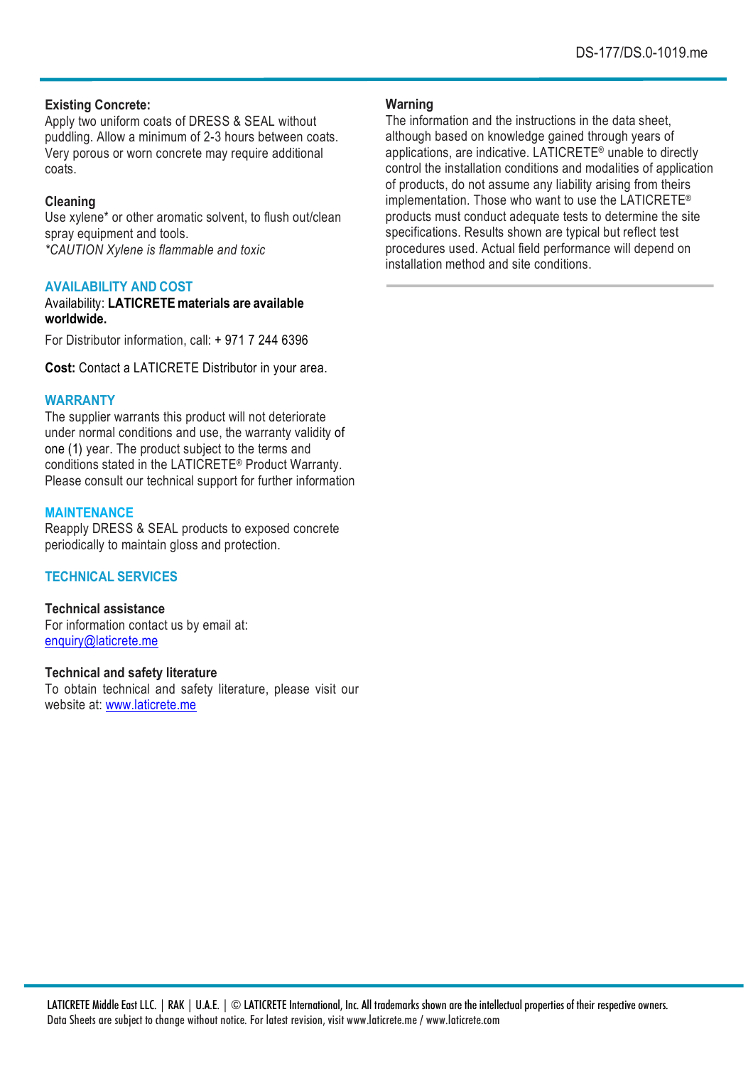**Existing Concrete:**
Apply two uniform coats of DRESS & SEAL without puddling. Allow a minimum of 2-3 hours between coats. Very porous or worn concrete may require additional coats.

**Cleaning**
Use xylene* or other aromatic solvent, to flush out/clean spray equipment and tools.
*\*CAUTION Xylene is flammable and toxic*

## AVAILABILITY AND COST

Availability: **LATICRETE materials are available worldwide.**

For Distributor information, call: + 971 7 244 6396

**Cost:** Contact a LATICRETE Distributor in your area.

## WARRANTY

The supplier warrants this product will not deteriorate under normal conditions and use, the warranty validity of one (1) year. The product subject to the terms and conditions stated in the LATICRETE® Product Warranty. Please consult our technical support for further information

## MAINTENANCE

Reapply DRESS & SEAL products to exposed concrete periodically to maintain gloss and protection.

## TECHNICAL SERVICES

**Technical assistance**
For information contact us by email at:
enquiry@laticrete.me

**Technical and safety literature**
To obtain technical and safety literature, please visit our website at: www.laticrete.me

**Warning**
The information and the instructions in the data sheet, although based on knowledge gained through years of applications, are indicative. LATICRETE® unable to directly control the installation conditions and modalities of application of products, do not assume any liability arising from theirs implementation. Those who want to use the LATICRETE® products must conduct adequate tests to determine the site specifications. Results shown are typical but reflect test procedures used. Actual field performance will depend on installation method and site conditions.